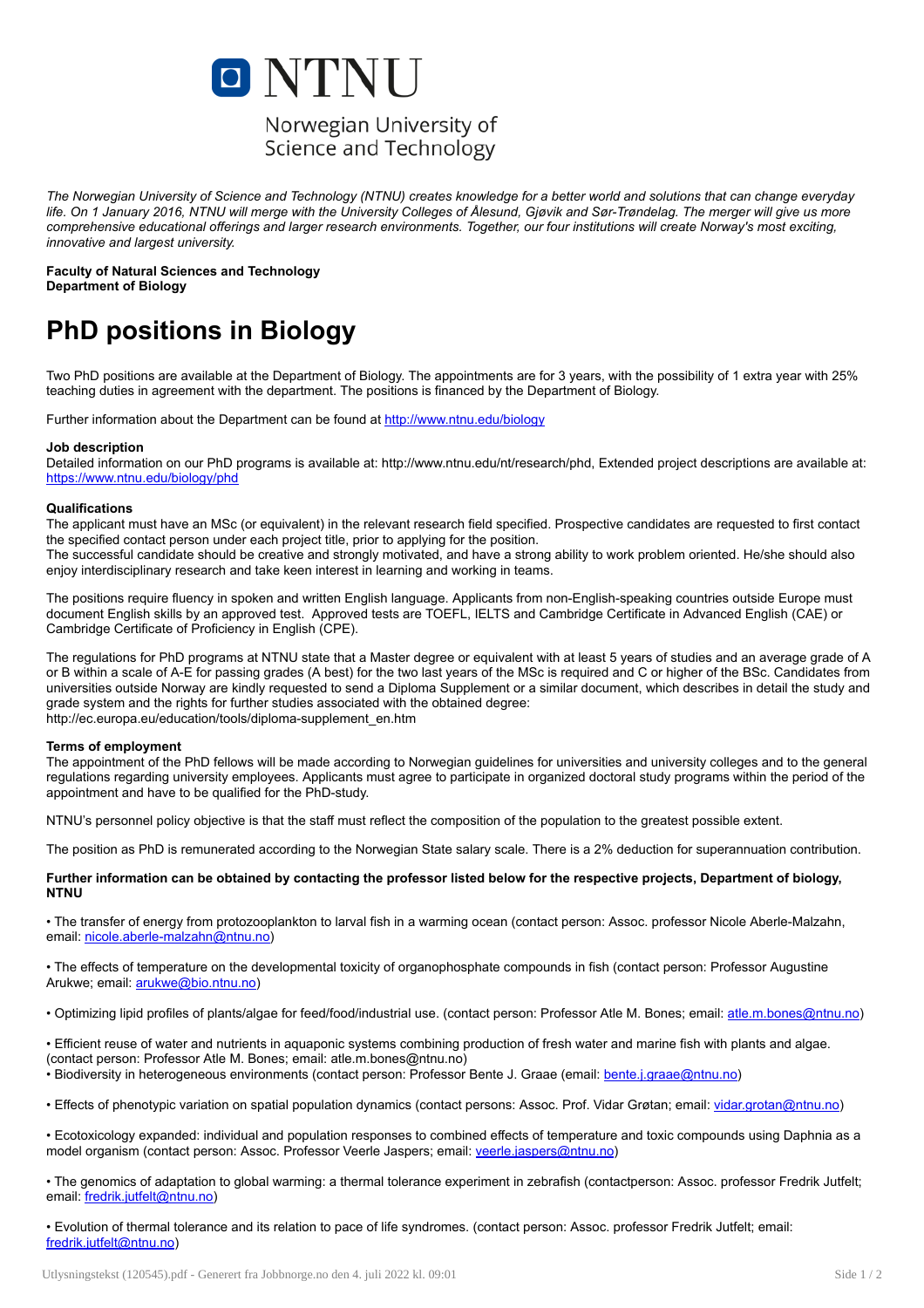NTNU

Norwegian University of Science and Technology

*The Norwegian University of Science and Technology (NTNU) creates knowledge for a better world and solutions that can change everyday life. On 1 January 2016, NTNU will merge with the University Colleges of Ålesund, Gjøvik and Sør-Trøndelag. The merger will give us more comprehensive educational offerings and larger research environments. Together, our four institutions will create Norway's most exciting, innovative and largest university.*

**Faculty of Natural Sciences and Technology**
**Department of Biology**

# PhD positions in Biology

Two PhD positions are available at the Department of Biology. The appointments are for 3 years, with the possibility of 1 extra year with 25% teaching duties in agreement with the department. The positions is financed by the Department of Biology.

Further information about the Department can be found at http://www.ntnu.edu/biology

**Job description**
Detailed information on our PhD programs is available at: http://www.ntnu.edu/nt/research/phd, Extended project descriptions are available at: https://www.ntnu.edu/biology/phd

**Qualifications**
The applicant must have an MSc (or equivalent) in the relevant research field specified. Prospective candidates are requested to first contact the specified contact person under each project title, prior to applying for the position.
The successful candidate should be creative and strongly motivated, and have a strong ability to work problem oriented. He/she should also enjoy interdisciplinary research and take keen interest in learning and working in teams.

The positions require fluency in spoken and written English language. Applicants from non-English-speaking countries outside Europe must document English skills by an approved test. Approved tests are TOEFL, IELTS and Cambridge Certificate in Advanced English (CAE) or Cambridge Certificate of Proficiency in English (CPE).

The regulations for PhD programs at NTNU state that a Master degree or equivalent with at least 5 years of studies and an average grade of A or B within a scale of A-E for passing grades (A best) for the two last years of the MSc is required and C or higher of the BSc. Candidates from universities outside Norway are kindly requested to send a Diploma Supplement or a similar document, which describes in detail the study and grade system and the rights for further studies associated with the obtained degree:
http://ec.europa.eu/education/tools/diploma-supplement_en.htm

**Terms of employment**
The appointment of the PhD fellows will be made according to Norwegian guidelines for universities and university colleges and to the general regulations regarding university employees. Applicants must agree to participate in organized doctoral study programs within the period of the appointment and have to be qualified for the PhD-study.

NTNU's personnel policy objective is that the staff must reflect the composition of the population to the greatest possible extent.

The position as PhD is remunerated according to the Norwegian State salary scale. There is a 2% deduction for superannuation contribution.

**Further information can be obtained by contacting the professor listed below for the respective projects, Department of biology, NTNU**

• The transfer of energy from protozooplankton to larval fish in a warming ocean (contact person: Assoc. professor Nicole Aberle-Malzahn, email: nicole.aberle-malzahn@ntnu.no)

• The effects of temperature on the developmental toxicity of organophosphate compounds in fish (contact person: Professor Augustine Arukwe; email: arukwe@bio.ntnu.no)

• Optimizing lipid profiles of plants/algae for feed/food/industrial use. (contact person: Professor Atle M. Bones; email: atle.m.bones@ntnu.no)

• Efficient reuse of water and nutrients in aquaponic systems combining production of fresh water and marine fish with plants and algae. (contact person: Professor Atle M. Bones; email: atle.m.bones@ntnu.no)
• Biodiversity in heterogeneous environments (contact person: Professor Bente J. Graae (email: bente.j.graae@ntnu.no)

• Effects of phenotypic variation on spatial population dynamics (contact persons: Assoc. Prof. Vidar Grøtan; email: vidar.grotan@ntnu.no)

• Ecotoxicology expanded: individual and population responses to combined effects of temperature and toxic compounds using Daphnia as a model organism (contact person: Assoc. Professor Veerle Jaspers; email: veerle.jaspers@ntnu.no)

• The genomics of adaptation to global warming: a thermal tolerance experiment in zebrafish (contactperson: Assoc. professor Fredrik Jutfelt; email: fredrik.jutfelt@ntnu.no)

• Evolution of thermal tolerance and its relation to pace of life syndromes. (contact person: Assoc. professor Fredrik Jutfelt; email: fredrik.jutfelt@ntnu.no)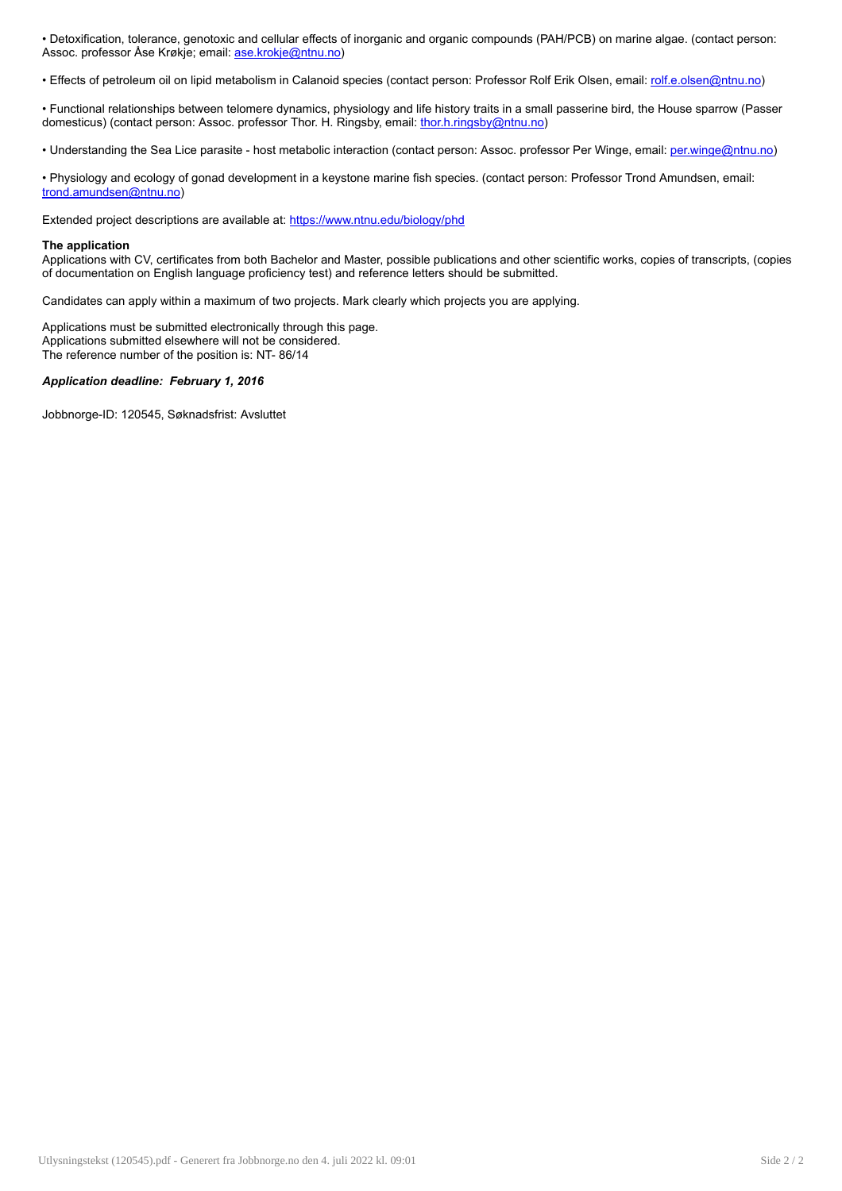• Detoxification, tolerance, genotoxic and cellular effects of inorganic and organic compounds (PAH/PCB) on marine algae. (contact person: Assoc. professor Åse Krøkje; email: ase.krokje@ntnu.no)

• Effects of petroleum oil on lipid metabolism in Calanoid species (contact person: Professor Rolf Erik Olsen, email: rolf.e.olsen@ntnu.no)

• Functional relationships between telomere dynamics, physiology and life history traits in a small passerine bird, the House sparrow (Passer domesticus) (contact person: Assoc. professor Thor. H. Ringsby, email: thor.h.ringsby@ntnu.no)

• Understanding the Sea Lice parasite - host metabolic interaction (contact person: Assoc. professor Per Winge, email: per.winge@ntnu.no)

• Physiology and ecology of gonad development in a keystone marine fish species. (contact person: Professor Trond Amundsen, email: trond.amundsen@ntnu.no)

Extended project descriptions are available at: https://www.ntnu.edu/biology/phd

**The application**
Applications with CV, certificates from both Bachelor and Master, possible publications and other scientific works, copies of transcripts, (copies of documentation on English language proficiency test) and reference letters should be submitted.

Candidates can apply within a maximum of two projects. Mark clearly which projects you are applying.

Applications must be submitted electronically through this page.
Applications submitted elsewhere will not be considered.
The reference number of the position is: NT- 86/14

***Application deadline: February 1, 2016***

Jobbnorge-ID: 120545, Søknadsfrist: Avsluttet